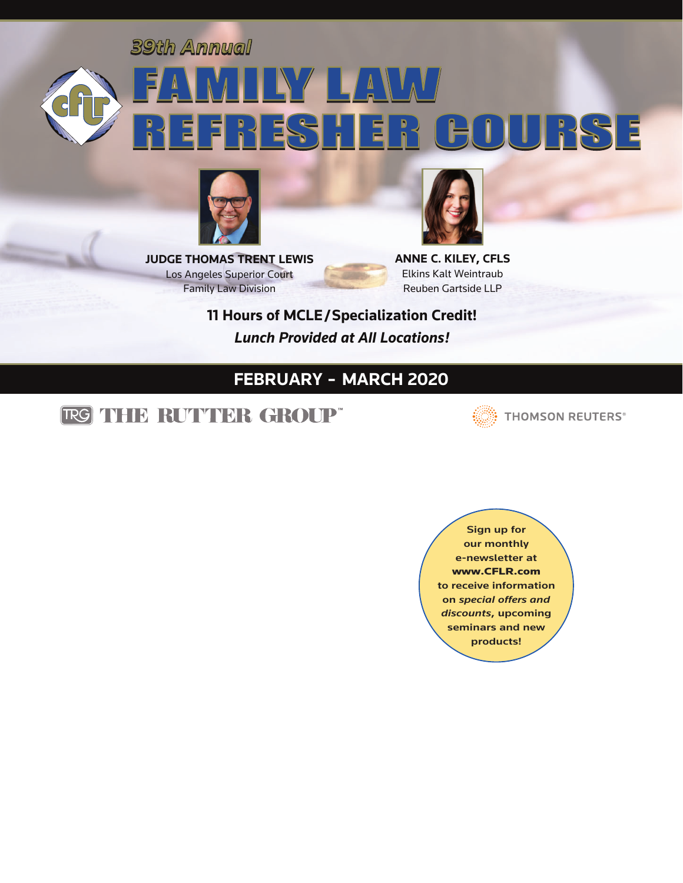*39th Annual*

# FAMILY LAW REFRESHER COURSE

**JUDGE THOMAS TRENT LEWIS**
Los Angeles Superior Court
Family Law Division

**ANNE C. KILEY, CFLS**
Elkins Kalt Weintraub
Reuben Gartside LLP

**11 Hours of MCLE/Specialization Credit!**

***Lunch Provided at All Locations!***

## FEBRUARY - MARCH 2020

TRG THE RUTTER GROUP™

THOMSON REUTERS®

**Sign up for our monthly e-newsletter at www.CFLR.com to receive information on *special offers and discounts*, upcoming seminars and new products!**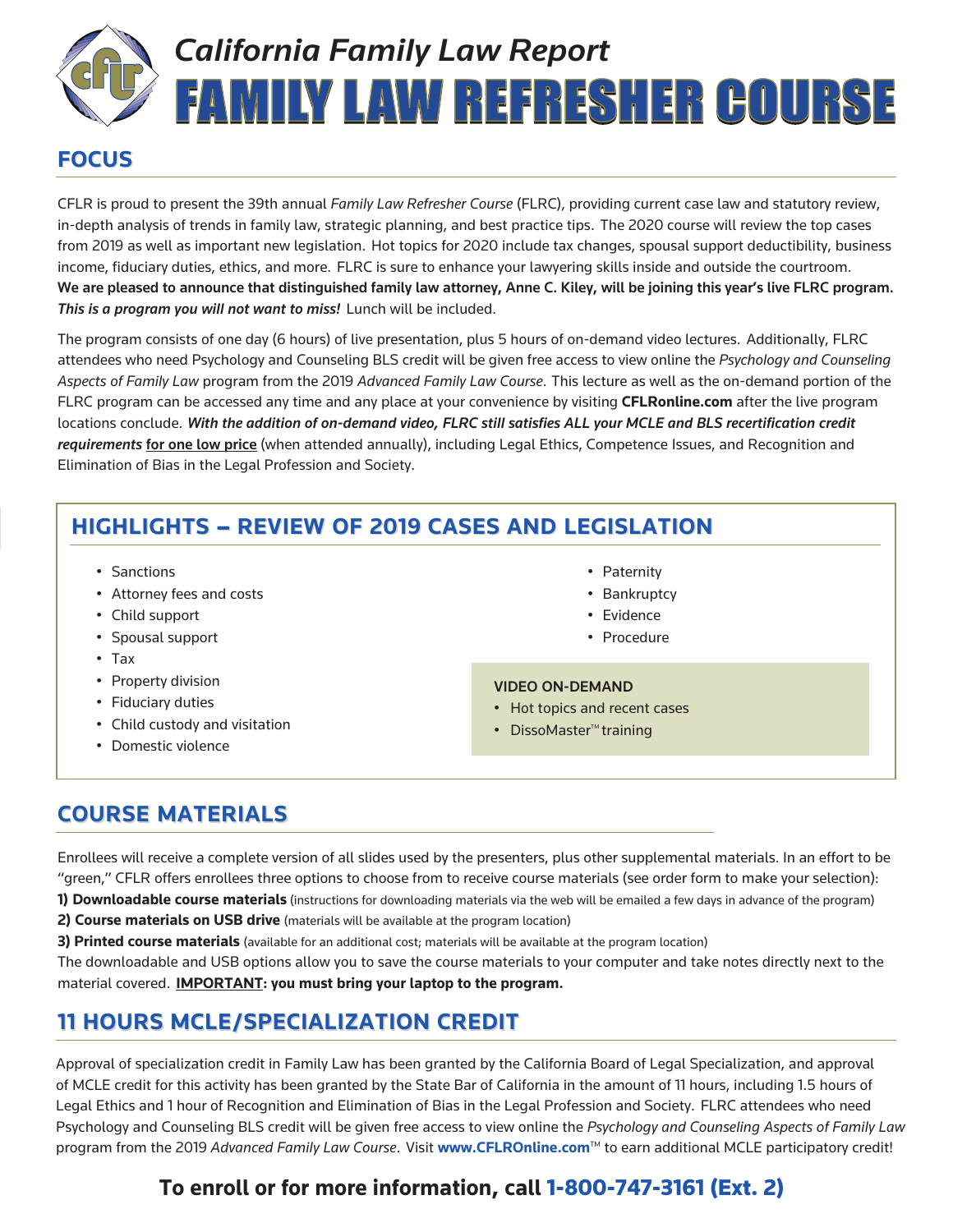# California Family Law Report

# FAMILY LAW REFRESHER COURSE

## FOCUS

CFLR is proud to present the 39th annual *Family Law Refresher Course* (FLRC), providing current case law and statutory review, in-depth analysis of trends in family law, strategic planning, and best practice tips. The 2020 course will review the top cases from 2019 as well as important new legislation. Hot topics for 2020 include tax changes, spousal support deductibility, business income, fiduciary duties, ethics, and more. FLRC is sure to enhance your lawyering skills inside and outside the courtroom. **We are pleased to announce that distinguished family law attorney, Anne C. Kiley, will be joining this year's live FLRC program.** ***This is a program you will not want to miss!*** Lunch will be included.

The program consists of one day (6 hours) of live presentation, plus 5 hours of on-demand video lectures. Additionally, FLRC attendees who need Psychology and Counseling BLS credit will be given free access to view online the *Psychology and Counseling Aspects of Family Law* program from the 2019 *Advanced Family Law Course*. This lecture as well as the on-demand portion of the FLRC program can be accessed any time and any place at your convenience by visiting **CFLRonline.com** after the live program locations conclude. ***With the addition of on-demand video, FLRC still satisfies ALL your MCLE and BLS recertification credit requirements*** **for one low price** (when attended annually), including Legal Ethics, Competence Issues, and Recognition and Elimination of Bias in the Legal Profession and Society.

## HIGHLIGHTS – REVIEW OF 2019 CASES AND LEGISLATION

- Sanctions
- Attorney fees and costs
- Child support
- Spousal support
- Tax
- Property division
- Fiduciary duties
- Child custody and visitation
- Domestic violence
- Paternity
- Bankruptcy
- Evidence
- Procedure

**VIDEO ON-DEMAND**

- Hot topics and recent cases
- DissoMaster™ training

## COURSE MATERIALS

Enrollees will receive a complete version of all slides used by the presenters, plus other supplemental materials. In an effort to be "green," CFLR offers enrollees three options to choose from to receive course materials (see order form to make your selection):

**1) Downloadable course materials** (instructions for downloading materials via the web will be emailed a few days in advance of the program)

**2) Course materials on USB drive** (materials will be available at the program location)

**3) Printed course materials** (available for an additional cost; materials will be available at the program location)

The downloadable and USB options allow you to save the course materials to your computer and take notes directly next to the material covered. **IMPORTANT: you must bring your laptop to the program.**

## 11 HOURS MCLE/SPECIALIZATION CREDIT

Approval of specialization credit in Family Law has been granted by the California Board of Legal Specialization, and approval of MCLE credit for this activity has been granted by the State Bar of California in the amount of 11 hours, including 1.5 hours of Legal Ethics and 1 hour of Recognition and Elimination of Bias in the Legal Profession and Society. FLRC attendees who need Psychology and Counseling BLS credit will be given free access to view online the *Psychology and Counseling Aspects of Family Law* program from the 2019 *Advanced Family Law Course*. Visit **www.CFLROnline.com**™ to earn additional MCLE participatory credit!

**To enroll or for more information, call 1-800-747-3161 (Ext. 2)**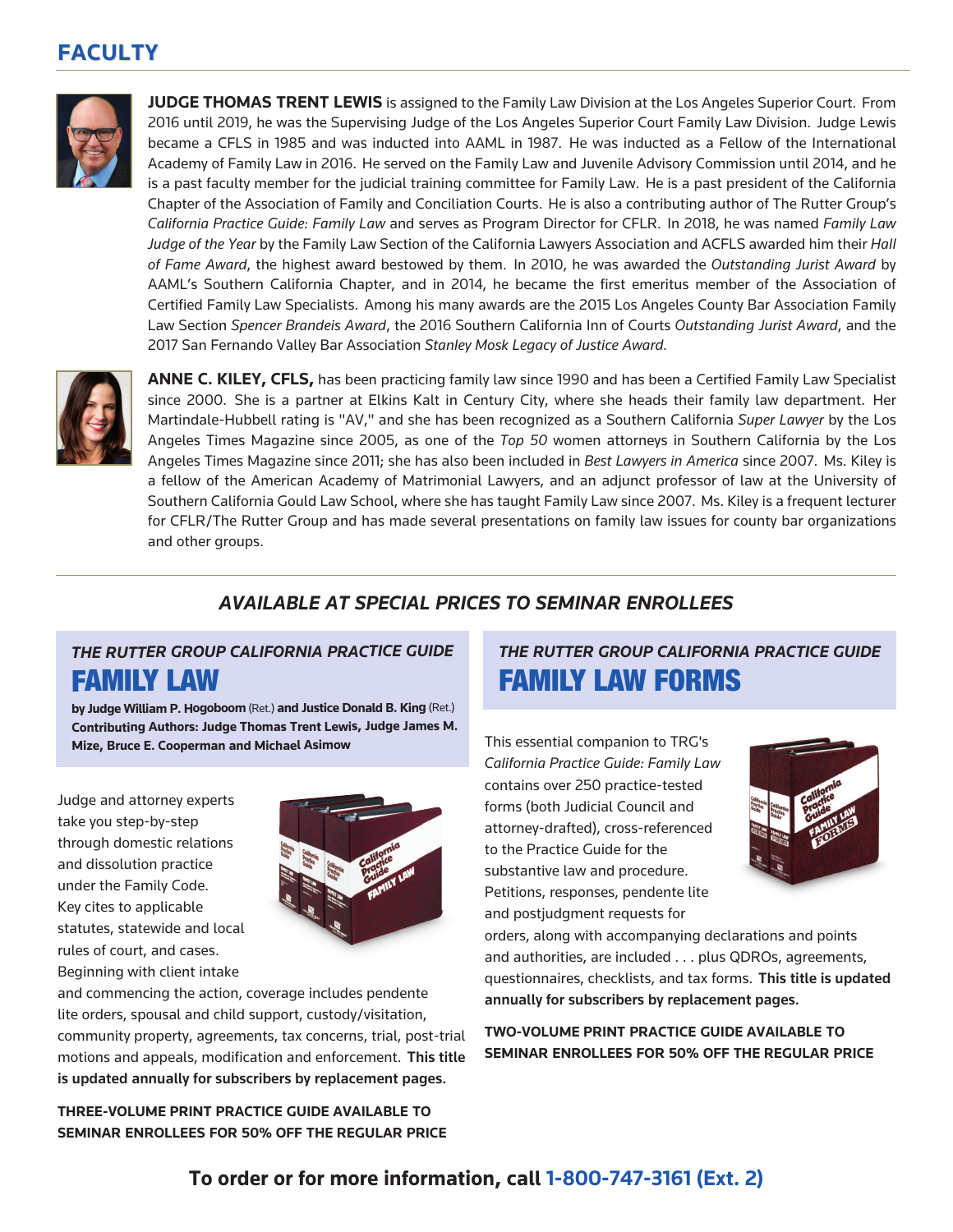# FACULTY

**JUDGE THOMAS TRENT LEWIS** is assigned to the Family Law Division at the Los Angeles Superior Court. From 2016 until 2019, he was the Supervising Judge of the Los Angeles Superior Court Family Law Division. Judge Lewis became a CFLS in 1985 and was inducted into AAML in 1987. He was inducted as a Fellow of the International Academy of Family Law in 2016. He served on the Family Law and Juvenile Advisory Commission until 2014, and he is a past faculty member for the judicial training committee for Family Law. He is a past president of the California Chapter of the Association of Family and Conciliation Courts. He is also a contributing author of The Rutter Group's *California Practice Guide: Family Law* and serves as Program Director for CFLR. In 2018, he was named *Family Law Judge of the Year* by the Family Law Section of the California Lawyers Association and ACFLS awarded him their *Hall of Fame Award*, the highest award bestowed by them. In 2010, he was awarded the *Outstanding Jurist Award* by AAML's Southern California Chapter, and in 2014, he became the first emeritus member of the Association of Certified Family Law Specialists. Among his many awards are the 2015 Los Angeles County Bar Association Family Law Section *Spencer Brandeis Award*, the 2016 Southern California Inn of Courts *Outstanding Jurist Award*, and the 2017 San Fernando Valley Bar Association *Stanley Mosk Legacy of Justice Award.*

**ANNE C. KILEY, CFLS,** has been practicing family law since 1990 and has been a Certified Family Law Specialist since 2000. She is a partner at Elkins Kalt in Century City, where she heads their family law department. Her Martindale-Hubbell rating is "AV," and she has been recognized as a Southern California *Super Lawyer* by the Los Angeles Times Magazine since 2005, as one of the *Top 50* women attorneys in Southern California by the Los Angeles Times Magazine since 2011; she has also been included in *Best Lawyers in America* since 2007. Ms. Kiley is a fellow of the American Academy of Matrimonial Lawyers, and an adjunct professor of law at the University of Southern California Gould Law School, where she has taught Family Law since 2007. Ms. Kiley is a frequent lecturer for CFLR/The Rutter Group and has made several presentations on family law issues for county bar organizations and other groups.

## *AVAILABLE AT SPECIAL PRICES TO SEMINAR ENROLLEES*

### *THE RUTTER GROUP CALIFORNIA PRACTICE GUIDE*
### FAMILY LAW

**by Judge William P. Hogoboom** (Ret.) **and Justice Donald B. King** (Ret.)
**Contributing Authors: Judge Thomas Trent Lewis, Judge James M. Mize, Bruce E. Cooperman and Michael Asimow**

Judge and attorney experts take you step-by-step through domestic relations and dissolution practice under the Family Code. Key cites to applicable statutes, statewide and local rules of court, and cases. Beginning with client intake and commencing the action, coverage includes pendente lite orders, spousal and child support, custody/visitation, community property, agreements, tax concerns, trial, post-trial motions and appeals, modification and enforcement. **This title is updated annually for subscribers by replacement pages.**

**THREE-VOLUME PRINT PRACTICE GUIDE AVAILABLE TO SEMINAR ENROLLEES FOR 50% OFF THE REGULAR PRICE**

### *THE RUTTER GROUP CALIFORNIA PRACTICE GUIDE*
### FAMILY LAW FORMS

This essential companion to TRG's *California Practice Guide: Family Law* contains over 250 practice-tested forms (both Judicial Council and attorney-drafted), cross-referenced to the Practice Guide for the substantive law and procedure. Petitions, responses, pendente lite and postjudgment requests for orders, along with accompanying declarations and points and authorities, are included . . . plus QDROs, agreements, questionnaires, checklists, and tax forms. **This title is updated annually for subscribers by replacement pages.**

**TWO-VOLUME PRINT PRACTICE GUIDE AVAILABLE TO SEMINAR ENROLLEES FOR 50% OFF THE REGULAR PRICE**

**To order or for more information, call 1-800-747-3161 (Ext. 2)**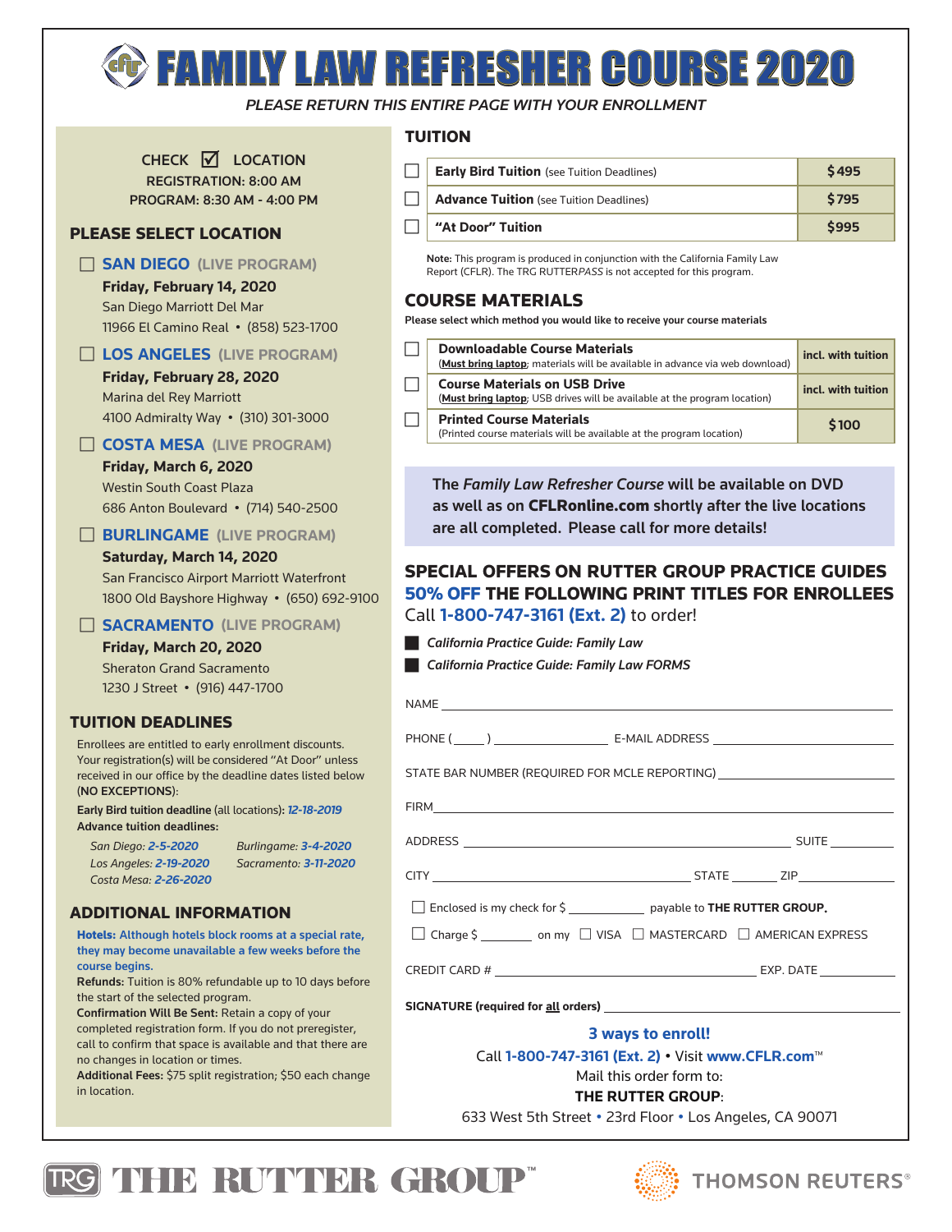# FAMILY LAW REFRESHER COURSE 2020

*PLEASE RETURN THIS ENTIRE PAGE WITH YOUR ENROLLMENT*

CHECK ☑ LOCATION
REGISTRATION: 8:00 AM
PROGRAM: 8:30 AM - 4:00 PM

## PLEASE SELECT LOCATION

☐ **SAN DIEGO** (LIVE PROGRAM)
**Friday, February 14, 2020**
San Diego Marriott Del Mar
11966 El Camino Real • (858) 523-1700

☐ **LOS ANGELES** (LIVE PROGRAM)
**Friday, February 28, 2020**
Marina del Rey Marriott
4100 Admiralty Way • (310) 301-3000

☐ **COSTA MESA** (LIVE PROGRAM)
**Friday, March 6, 2020**
Westin South Coast Plaza
686 Anton Boulevard • (714) 540-2500

☐ **BURLINGAME** (LIVE PROGRAM)
**Saturday, March 14, 2020**
San Francisco Airport Marriott Waterfront
1800 Old Bayshore Highway • (650) 692-9100

☐ **SACRAMENTO** (LIVE PROGRAM)
**Friday, March 20, 2020**
Sheraton Grand Sacramento
1230 J Street • (916) 447-1700

## TUITION DEADLINES

Enrollees are entitled to early enrollment discounts. Your registration(s) will be considered "At Door" unless received in our office by the deadline dates listed below (**NO EXCEPTIONS**):

**Early Bird tuition deadline** (all locations): ***12-18-2019***

**Advance tuition deadlines:**

*San Diego:* ***2-5-2020***
*Los Angeles:* ***2-19-2020***
*Costa Mesa:* ***2-26-2020***
*Burlingame:* ***3-4-2020***
*Sacramento:* ***3-11-2020***

## ADDITIONAL INFORMATION

**Hotels:** Although hotels block rooms at a special rate, they may become unavailable a few weeks before the course begins.

**Refunds:** Tuition is 80% refundable up to 10 days before the start of the selected program.

**Confirmation Will Be Sent:** Retain a copy of your completed registration form. If you do not preregister, call to confirm that space is available and that there are no changes in location or times.

**Additional Fees:** $75 split registration; $50 each change in location.

## TUITION

| | | |
|---|---|---|
| ☐ | **Early Bird Tuition** (see Tuition Deadlines) | **$495** |
| ☐ | **Advance Tuition** (see Tuition Deadlines) | **$795** |
| ☐ | **"At Door" Tuition** | **$995** |

**Note:** This program is produced in conjunction with the California Family Law Report (CFLR). The TRG RUTTER*PASS* is not accepted for this program.

## COURSE MATERIALS

**Please select which method you would like to receive your course materials**

| | | |
|---|---|---|
| ☐ | **Downloadable Course Materials** (**Must bring laptop**; materials will be available in advance via web download) | **incl. with tuition** |
| ☐ | **Course Materials on USB Drive** (**Must bring laptop**; USB drives will be available at the program location) | **incl. with tuition** |
| ☐ | **Printed Course Materials** (Printed course materials will be available at the program location) | **$100** |

The *Family Law Refresher Course* will be available on DVD as well as on **CFLRonline.com** shortly after the live locations are all completed. Please call for more details!

## SPECIAL OFFERS ON RUTTER GROUP PRACTICE GUIDES
## 50% OFF THE FOLLOWING PRINT TITLES FOR ENROLLEES

Call **1-800-747-3161 (Ext. 2)** to order!

- *California Practice Guide: Family Law*
- *California Practice Guide: Family Law FORMS*

NAME ______________________________

PHONE ( ____ ) ______________ E-MAIL ADDRESS ______________

STATE BAR NUMBER (REQUIRED FOR MCLE REPORTING) ______________

FIRM ______________________________

ADDRESS ______________________________ SUITE ________

CITY ______________________ STATE ______ ZIP ________

☐ Enclosed is my check for $ __________ payable to **THE RUTTER GROUP.**

☐ Charge $ ________ on my ☐ VISA ☐ MASTERCARD ☐ AMERICAN EXPRESS

CREDIT CARD # ______________________ EXP. DATE ________

**SIGNATURE (required for all orders)** ______________________

**3 ways to enroll!**

Call **1-800-747-3161 (Ext. 2)** • Visit **www.CFLR.com**™

Mail this order form to:

**THE RUTTER GROUP**:

633 West 5th Street • 23rd Floor • Los Angeles, CA 90071

THE RUTTER GROUP™ THOMSON REUTERS®